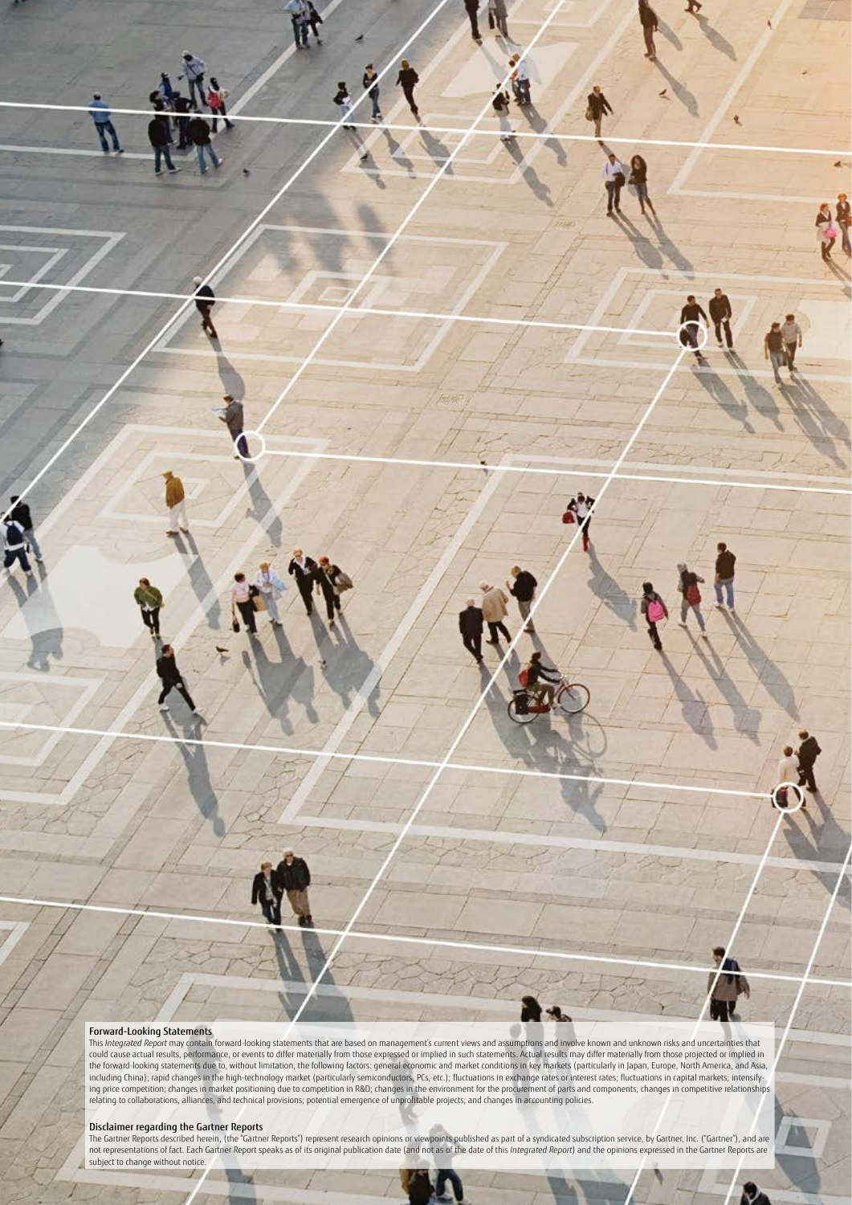### Forward-Looking Statements

This *Integrated Report* may contain forward-looking statements that are based on management's current views and assumptions and involve known and unknown risks and uncertainties that could cause actual results, performance, or events to differ materially from those expressed or implied in such statements. Actual results may differ materially from those projected or implied in the forward-looking statements due to, without limitation, the following factors: general economic and market conditions in key markets (particularly in Japan, Europe, North America, and Asia, including China); rapid changes in the high-technology market (particularly semiconductors, PCs, etc.); fluctuations in exchange rates or interest rates; fluctuations in capital markets; intensifying price competition; changes in market positioning due to competition in R&D; changes in the environment for the procurement of parts and components; changes in competitive relationships relating to collaborations, alliances, and technical provisions; potential emergence of unprofitable projects; and changes in accounting policies.

### Disclaimer regarding the Gartner Reports

The Gartner Reports described herein, (the "Gartner Reports") represent research opinions or viewpoints published as part of a syndicated subscription service, by Gartner, Inc. ("Gartner"), and are not representations of fact. Each Gartner Report speaks as of its original publication date (and not as of the date of this *Integrated Report*) and the opinions expressed in the Gartner Reports are subject to change without notice.